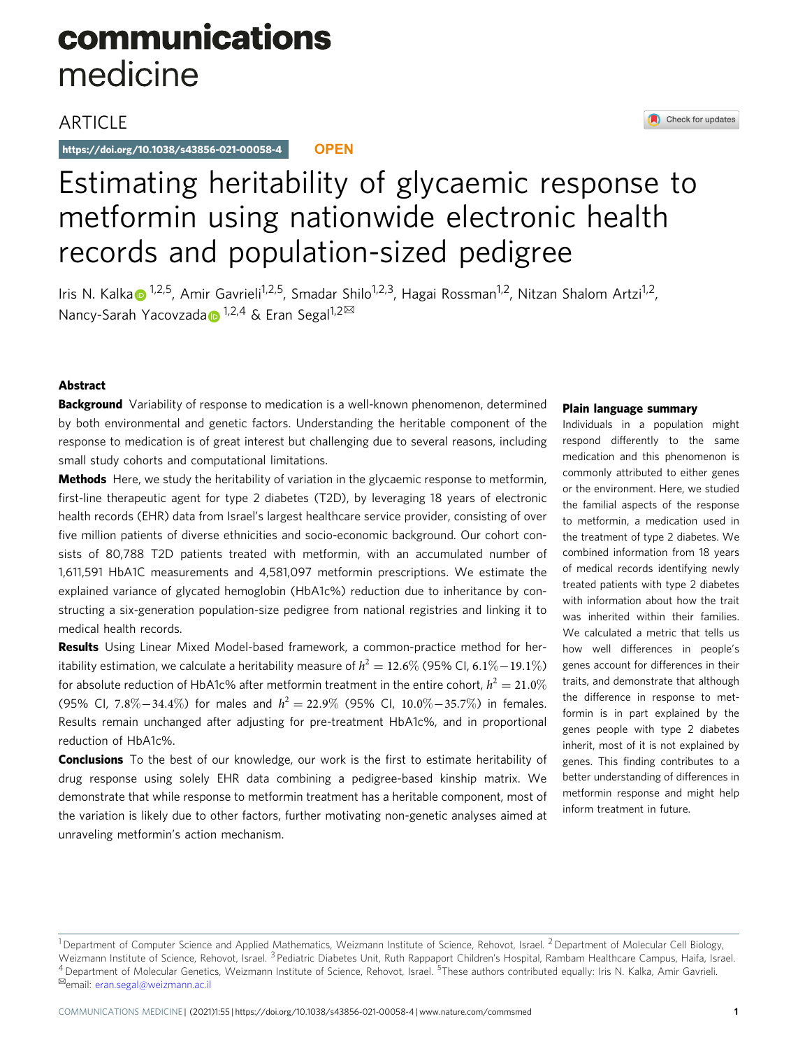communications medicine

ARTICLE

https://doi.org/10.1038/s43856-021-00058-4 OPEN

# Estimating heritability of glycaemic response to metformin using nationwide electronic health records and population-sized pedigree

Iris N. Kalka[1,2,5], Amir Gavrieli[1,2,5], Smadar Shilo[1,2,3], Hagai Rossman[1,2], Nitzan Shalom Artzi[1,2], Nancy-Sarah Yacovzada[1,2,4] & Eran Segal[1,2]✉

## Abstract

**Background** Variability of response to medication is a well-known phenomenon, determined by both environmental and genetic factors. Understanding the heritable component of the response to medication is of great interest but challenging due to several reasons, including small study cohorts and computational limitations.

**Methods** Here, we study the heritability of variation in the glycaemic response to metformin, first-line therapeutic agent for type 2 diabetes (T2D), by leveraging 18 years of electronic health records (EHR) data from Israel's largest healthcare service provider, consisting of over five million patients of diverse ethnicities and socio-economic background. Our cohort consists of 80,788 T2D patients treated with metformin, with an accumulated number of 1,611,591 HbA1C measurements and 4,581,097 metformin prescriptions. We estimate the explained variance of glycated hemoglobin (HbA1c%) reduction due to inheritance by constructing a six-generation population-size pedigree from national registries and linking it to medical health records.

**Results** Using Linear Mixed Model-based framework, a common-practice method for heritability estimation, we calculate a heritability measure of $h^2 = 12.6\%$ (95% CI, $6.1\% - 19.1\%$) for absolute reduction of HbA1c% after metformin treatment in the entire cohort, $h^2 = 21.0\%$ (95% CI, $7.8\% - 34.4\%$) for males and $h^2 = 22.9\%$ (95% CI, $10.0\% - 35.7\%$) in females. Results remain unchanged after adjusting for pre-treatment HbA1c%, and in proportional reduction of HbA1c%.

**Conclusions** To the best of our knowledge, our work is the first to estimate heritability of drug response using solely EHR data combining a pedigree-based kinship matrix. We demonstrate that while response to metformin treatment has a heritable component, most of the variation is likely due to other factors, further motivating non-genetic analyses aimed at unraveling metformin's action mechanism.

### Plain language summary

Individuals in a population might respond differently to the same medication and this phenomenon is commonly attributed to either genes or the environment. Here, we studied the familial aspects of the response to metformin, a medication used in the treatment of type 2 diabetes. We combined information from 18 years of medical records identifying newly treated patients with type 2 diabetes with information about how the trait was inherited within their families. We calculated a metric that tells us how well differences in people's genes account for differences in their traits, and demonstrate that although the difference in response to metformin is in part explained by the genes people with type 2 diabetes inherit, most of it is not explained by genes. This finding contributes to a better understanding of differences in metformin response and might help inform treatment in future.

[1] Department of Computer Science and Applied Mathematics, Weizmann Institute of Science, Rehovot, Israel. [2] Department of Molecular Cell Biology, Weizmann Institute of Science, Rehovot, Israel. [3] Pediatric Diabetes Unit, Ruth Rappaport Children's Hospital, Rambam Healthcare Campus, Haifa, Israel. [4] Department of Molecular Genetics, Weizmann Institute of Science, Rehovot, Israel. [5] These authors contributed equally: Iris N. Kalka, Amir Gavrieli. ✉email: eran.segal@weizmann.ac.il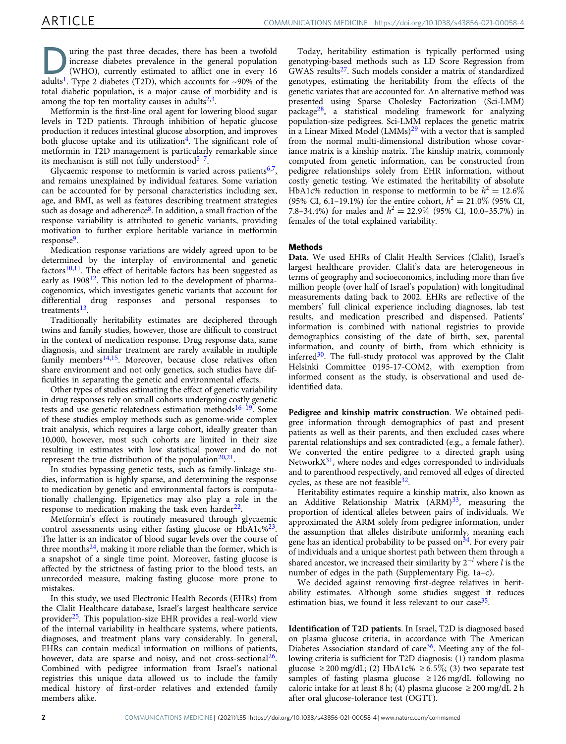During the past three decades, there has been a twofold increase diabetes prevalence in the general population (WHO), currently estimated to afflict one in every 16 adults[1]. Type 2 diabetes (T2D), which accounts for ~90% of the total diabetic population, is a major cause of morbidity and is among the top ten mortality causes in adults[2,3].

Metformin is the first-line oral agent for lowering blood sugar levels in T2D patients. Through inhibition of hepatic glucose production it reduces intestinal glucose absorption, and improves both glucose uptake and its utilization[4]. The significant role of metformin in T2D management is particularly remarkable since its mechanism is still not fully understood[5–7].

Glycaemic response to metformin is varied across patients[6,7], and remains unexplained by individual features. Some variation can be accounted for by personal characteristics including sex, age, and BMI, as well as features describing treatment strategies such as dosage and adherence[8]. In addition, a small fraction of the response variability is attributed to genetic variants, providing motivation to further explore heritable variance in metformin response[9].

Medication response variations are widely agreed upon to be determined by the interplay of environmental and genetic factors[10,11]. The effect of heritable factors has been suggested as early as 1908[12]. This notion led to the development of pharmacogenomics, which investigates genetic variants that account for differential drug responses and personal responses to treatments[13].

Traditionally heritability estimates are deciphered through twins and family studies, however, those are difficult to construct in the context of medication response. Drug response data, same diagnosis, and similar treatment are rarely available in multiple family members[14,15]. Moreover, because close relatives often share environment and not only genetics, such studies have difficulties in separating the genetic and environmental effects.

Other types of studies estimating the effect of genetic variability in drug responses rely on small cohorts undergoing costly genetic tests and use genetic relatedness estimation methods[16–19]. Some of these studies employ methods such as genome-wide complex trait analysis, which requires a large cohort, ideally greater than 10,000, however, most such cohorts are limited in their size resulting in estimates with low statistical power and do not represent the true distribution of the population[20,21].

In studies bypassing genetic tests, such as family-linkage studies, information is highly sparse, and determining the response to medication by genetic and environmental factors is computationally challenging. Epigenetics may also play a role in the response to medication making the task even harder[22].

Metformin's effect is routinely measured through glycaemic control assessments using either fasting glucose or HbA1c%[23]. The latter is an indicator of blood sugar levels over the course of three months[24], making it more reliable than the former, which is a snapshot of a single time point. Moreover, fasting glucose is affected by the strictness of fasting prior to the blood tests, an unrecorded measure, making fasting glucose more prone to mistakes.

In this study, we used Electronic Health Records (EHRs) from the Clalit Healthcare database, Israel's largest healthcare service provider[25]. This population-size EHR provides a real-world view of the internal variability in healthcare systems, where patients, diagnoses, and treatment plans vary considerably. In general, EHRs can contain medical information on millions of patients, however, data are sparse and noisy, and not cross-sectional[26]. Combined with pedigree information from Israel's national registries this unique data allowed us to include the family medical history of first-order relatives and extended family members alike.

Today, heritability estimation is typically performed using genotyping-based methods such as LD Score Regression from GWAS results[27]. Such models consider a matrix of standardized genotypes, estimating the heritability from the effects of the genetic variates that are accounted for. An alternative method was presented using Sparse Cholesky Factorization (Sci-LMM) package[28], a statistical modeling framework for analyzing population-size pedigrees. Sci-LMM replaces the genetic matrix in a Linear Mixed Model (LMMs)[29] with a vector that is sampled from the normal multi-dimensional distribution whose covariance matrix is a kinship matrix. The kinship matrix, commonly computed from genetic information, can be constructed from pedigree relationships solely from EHR information, without costly genetic testing. We estimated the heritability of absolute HbA1c% reduction in response to metformin to be $h^2 = 12.6\%$ (95% CI, 6.1–19.1%) for the entire cohort, $h^2 = 21.0\%$ (95% CI, 7.8–34.4%) for males and $h^2 = 22.9\%$ (95% CI, 10.0–35.7%) in females of the total explained variability.

## Methods

**Data**. We used EHRs of Clalit Health Services (Clalit), Israel's largest healthcare provider. Clalit's data are heterogeneous in terms of geography and socioeconomics, including more than five million people (over half of Israel's population) with longitudinal measurements dating back to 2002. EHRs are reflective of the members' full clinical experience including diagnoses, lab test results, and medication prescribed and dispensed. Patients' information is combined with national registries to provide demographics consisting of the date of birth, sex, parental information, and county of birth, from which ethnicity is inferred[30]. The full-study protocol was approved by the Clalit Helsinki Committee 0195-17-COM2, with exemption from informed consent as the study, is observational and used de-identified data.

**Pedigree and kinship matrix construction**. We obtained pedigree information through demographics of past and present patients as well as their parents, and then excluded cases where parental relationships and sex contradicted (e.g., a female father). We converted the entire pedigree to a directed graph using NetworkX[31], where nodes and edges corresponded to individuals and to parenthood respectively, and removed all edges of directed cycles, as these are not feasible[32].

Heritability estimates require a kinship matrix, also known as an Additive Relationship Matrix (ARM)[33], measuring the proportion of identical alleles between pairs of individuals. We approximated the ARM solely from pedigree information, under the assumption that alleles distribute uniformly, meaning each gene has an identical probability to be passed on[34]. For every pair of individuals and a unique shortest path between them through a shared ancestor, we increased their similarity by $2^{-l}$ where $l$ is the number of edges in the path (Supplementary Fig. 1a–c).

We decided against removing first-degree relatives in heritability estimates. Although some studies suggest it reduces estimation bias, we found it less relevant to our case[35].

**Identification of T2D patients**. In Israel, T2D is diagnosed based on plasma glucose criteria, in accordance with The American Diabetes Association standard of care[36]. Meeting any of the following criteria is sufficient for T2D diagnosis: (1) random plasma glucose ≥200 mg/dL; (2) HbA1c% ≥6.5%; (3) two separate test samples of fasting plasma glucose ≥126 mg/dL following no caloric intake for at least 8 h; (4) plasma glucose ≥200 mg/dL 2 h after oral glucose-tolerance test (OGTT).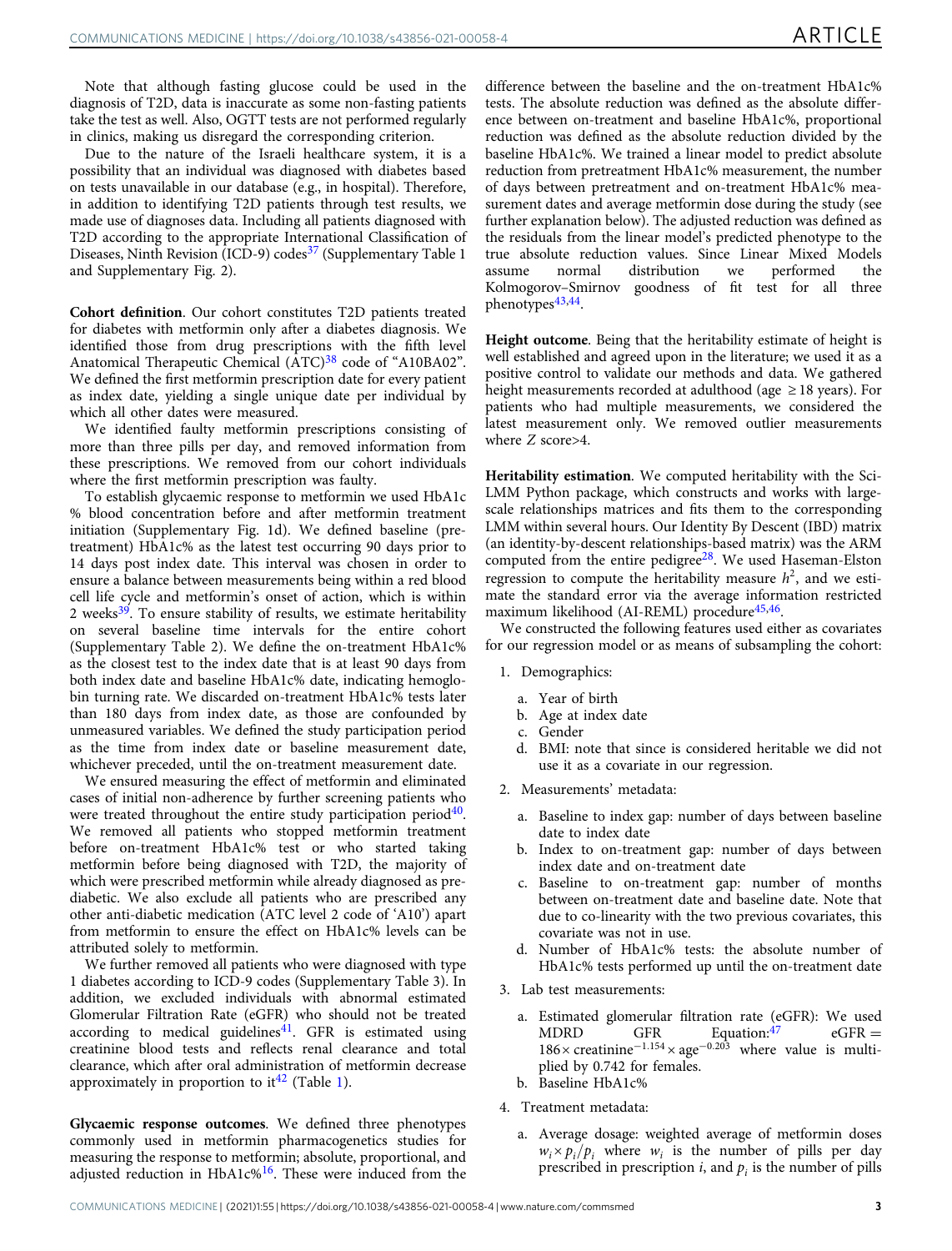Note that although fasting glucose could be used in the diagnosis of T2D, data is inaccurate as some non-fasting patients take the test as well. Also, OGTT tests are not performed regularly in clinics, making us disregard the corresponding criterion.

Due to the nature of the Israeli healthcare system, it is a possibility that an individual was diagnosed with diabetes based on tests unavailable in our database (e.g., in hospital). Therefore, in addition to identifying T2D patients through test results, we made use of diagnoses data. Including all patients diagnosed with T2D according to the appropriate International Classification of Diseases, Ninth Revision (ICD-9) codes[37] (Supplementary Table 1 and Supplementary Fig. 2).

**Cohort definition**. Our cohort constitutes T2D patients treated for diabetes with metformin only after a diabetes diagnosis. We identified those from drug prescriptions with the fifth level Anatomical Therapeutic Chemical (ATC)[38] code of "A10BA02". We defined the first metformin prescription date for every patient as index date, yielding a single unique date per individual by which all other dates were measured.

We identified faulty metformin prescriptions consisting of more than three pills per day, and removed information from these prescriptions. We removed from our cohort individuals where the first metformin prescription was faulty.

To establish glycaemic response to metformin we used HbA1c% blood concentration before and after metformin treatment initiation (Supplementary Fig. 1d). We defined baseline (pretreatment) HbA1c% as the latest test occurring 90 days prior to 14 days post index date. This interval was chosen in order to ensure a balance between measurements being within a red blood cell life cycle and metformin's onset of action, which is within 2 weeks[39]. To ensure stability of results, we estimate heritability on several baseline time intervals for the entire cohort (Supplementary Table 2). We define the on-treatment HbA1c% as the closest test to the index date that is at least 90 days from both index date and baseline HbA1c% date, indicating hemoglobin turning rate. We discarded on-treatment HbA1c% tests later than 180 days from index date, as those are confounded by unmeasured variables. We defined the study participation period as the time from index date or baseline measurement date, whichever preceded, until the on-treatment measurement date.

We ensured measuring the effect of metformin and eliminated cases of initial non-adherence by further screening patients who were treated throughout the entire study participation period[40]. We removed all patients who stopped metformin treatment before on-treatment HbA1c% test or who started taking metformin before being diagnosed with T2D, the majority of which were prescribed metformin while already diagnosed as pre-diabetic. We also exclude all patients who are prescribed any other anti-diabetic medication (ATC level 2 code of 'A10') apart from metformin to ensure the effect on HbA1c% levels can be attributed solely to metformin.

We further removed all patients who were diagnosed with type 1 diabetes according to ICD-9 codes (Supplementary Table 3). In addition, we excluded individuals with abnormal estimated Glomerular Filtration Rate (eGFR) who should not be treated according to medical guidelines[41]. GFR is estimated using creatinine blood tests and reflects renal clearance and total clearance, which after oral administration of metformin decrease approximately in proportion to it[42] (Table 1).

**Glycaemic response outcomes**. We defined three phenotypes commonly used in metformin pharmacogenetics studies for measuring the response to metformin; absolute, proportional, and adjusted reduction in HbA1c%[16]. These were induced from the difference between the baseline and the on-treatment HbA1c% tests. The absolute reduction was defined as the absolute difference between on-treatment and baseline HbA1c%, proportional reduction was defined as the absolute reduction divided by the baseline HbA1c%. We trained a linear model to predict absolute reduction from pretreatment HbA1c% measurement, the number of days between pretreatment and on-treatment HbA1c% measurement dates and average metformin dose during the study (see further explanation below). The adjusted reduction was defined as the residuals from the linear model's predicted phenotype to the true absolute reduction values. Since Linear Mixed Models assume normal distribution we performed the Kolmogorov–Smirnov goodness of fit test for all three phenotypes[43,44].

**Height outcome**. Being that the heritability estimate of height is well established and agreed upon in the literature; we used it as a positive control to validate our methods and data. We gathered height measurements recorded at adulthood (age ≥18 years). For patients who had multiple measurements, we considered the latest measurement only. We removed outlier measurements where $Z$ score>4.

**Heritability estimation**. We computed heritability with the Sci-LMM Python package, which constructs and works with large-scale relationships matrices and fits them to the corresponding LMM within several hours. Our Identity By Descent (IBD) matrix (an identity-by-descent relationships-based matrix) was the ARM computed from the entire pedigree[28]. We used Haseman-Elston regression to compute the heritability measure $h^2$, and we estimate the standard error via the average information restricted maximum likelihood (AI-REML) procedure[45,46].

We constructed the following features used either as covariates for our regression model or as means of subsampling the cohort:

1. Demographics:
   a. Year of birth
   b. Age at index date
   c. Gender
   d. BMI: note that since is considered heritable we did not use it as a covariate in our regression.
2. Measurements' metadata:
   a. Baseline to index gap: number of days between baseline date to index date
   b. Index to on-treatment gap: number of days between index date and on-treatment date
   c. Baseline to on-treatment gap: number of months between on-treatment date and baseline date. Note that due to co-linearity with the two previous covariates, this covariate was not in use.
   d. Number of HbA1c% tests: the absolute number of HbA1c% tests performed up until the on-treatment date
3. Lab test measurements:
   a. Estimated glomerular filtration rate (eGFR): We used MDRD GFR Equation:[47] $eGFR = 186 \times creatinine^{-1.154} \times age^{-0.203}$ where value is multiplied by 0.742 for females.
   b. Baseline HbA1c%
4. Treatment metadata:
   a. Average dosage: weighted average of metformin doses $w_i \times p_i / p_i$ where $w_i$ is the number of pills per day prescribed in prescription $i$, and $p_i$ is the number of pills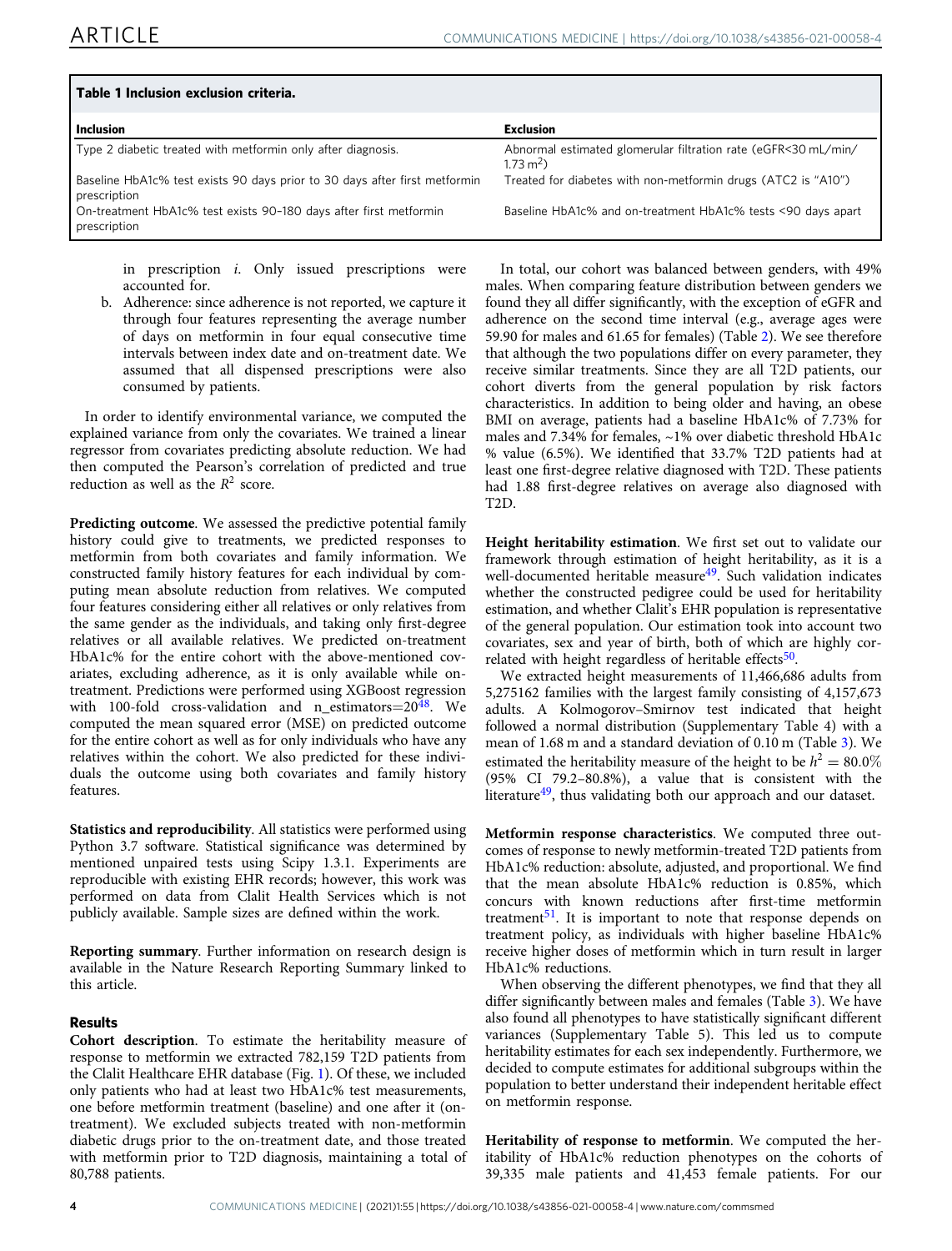**Table 1 Inclusion exclusion criteria.**

| Inclusion | Exclusion |
| --- | --- |
| Type 2 diabetic treated with metformin only after diagnosis. | Abnormal estimated glomerular filtration rate (eGFR<30 mL/min/1.73 m$^2$) |
| Baseline HbA1c% test exists 90 days prior to 30 days after first metformin prescription | Treated for diabetes with non-metformin drugs (ATC2 is "A10") |
| On-treatment HbA1c% test exists 90–180 days after first metformin prescription | Baseline HbA1c% and on-treatment HbA1c% tests <90 days apart |

in prescription *i*. Only issued prescriptions were accounted for.

b. Adherence: since adherence is not reported, we capture it through four features representing the average number of days on metformin in four equal consecutive time intervals between index date and on-treatment date. We assumed that all dispensed prescriptions were also consumed by patients.

In order to identify environmental variance, we computed the explained variance from only the covariates. We trained a linear regressor from covariates predicting absolute reduction. We had then computed the Pearson's correlation of predicted and true reduction as well as the $R^2$ score.

**Predicting outcome**. We assessed the predictive potential family history could give to treatments, we predicted responses to metformin from both covariates and family information. We constructed family history features for each individual by computing mean absolute reduction from relatives. We computed four features considering either all relatives or only relatives from the same gender as the individuals, and taking only first-degree relatives or all available relatives. We predicted on-treatment HbA1c% for the entire cohort with the above-mentioned covariates, excluding adherence, as it is only available while on-treatment. Predictions were performed using XGBoost regression with 100-fold cross-validation and n_estimators=20[48]. We computed the mean squared error (MSE) on predicted outcome for the entire cohort as well as for only individuals who have any relatives within the cohort. We also predicted for these individuals the outcome using both covariates and family history features.

**Statistics and reproducibility**. All statistics were performed using Python 3.7 software. Statistical significance was determined by mentioned unpaired tests using Scipy 1.3.1. Experiments are reproducible with existing EHR records; however, this work was performed on data from Clalit Health Services which is not publicly available. Sample sizes are defined within the work.

**Reporting summary**. Further information on research design is available in the Nature Research Reporting Summary linked to this article.

## Results

**Cohort description**. To estimate the heritability measure of response to metformin we extracted 782,159 T2D patients from the Clalit Healthcare EHR database (Fig. 1). Of these, we included only patients who had at least two HbA1c% test measurements, one before metformin treatment (baseline) and one after it (on-treatment). We excluded subjects treated with non-metformin diabetic drugs prior to the on-treatment date, and those treated with metformin prior to T2D diagnosis, maintaining a total of 80,788 patients.

In total, our cohort was balanced between genders, with 49% males. When comparing feature distribution between genders we found they all differ significantly, with the exception of eGFR and adherence on the second time interval (e.g., average ages were 59.90 for males and 61.65 for females) (Table 2). We see therefore that although the two populations differ on every parameter, they receive similar treatments. Since they are all T2D patients, our cohort diverts from the general population by risk factors characteristics. In addition to being older and having, an obese BMI on average, patients had a baseline HbA1c% of 7.73% for males and 7.34% for females, ~1% over diabetic threshold HbA1c% value (6.5%). We identified that 33.7% T2D patients had at least one first-degree relative diagnosed with T2D. These patients had 1.88 first-degree relatives on average also diagnosed with T2D.

**Height heritability estimation**. We first set out to validate our framework through estimation of height heritability, as it is a well-documented heritable measure[49]. Such validation indicates whether the constructed pedigree could be used for heritability estimation, and whether Clalit's EHR population is representative of the general population. Our estimation took into account two covariates, sex and year of birth, both of which are highly correlated with height regardless of heritable effects[50].

We extracted height measurements of 11,466,686 adults from 5,275162 families with the largest family consisting of 4,157,673 adults. A Kolmogorov–Smirnov test indicated that height followed a normal distribution (Supplementary Table 4) with a mean of 1.68 m and a standard deviation of 0.10 m (Table 3). We estimated the heritability measure of the height to be $h^2 = 80.0\%$ (95% CI 79.2–80.8%), a value that is consistent with the literature[49], thus validating both our approach and our dataset.

**Metformin response characteristics**. We computed three outcomes of response to newly metformin-treated T2D patients from HbA1c% reduction: absolute, adjusted, and proportional. We find that the mean absolute HbA1c% reduction is 0.85%, which concurs with known reductions after first-time metformin treatment[51]. It is important to note that response depends on treatment policy, as individuals with higher baseline HbA1c% receive higher doses of metformin which in turn result in larger HbA1c% reductions.

When observing the different phenotypes, we find that they all differ significantly between males and females (Table 3). We have also found all phenotypes to have statistically significant different variances (Supplementary Table 5). This led us to compute heritability estimates for each sex independently. Furthermore, we decided to compute estimates for additional subgroups within the population to better understand their independent heritable effect on metformin response.

**Heritability of response to metformin**. We computed the heritability of HbA1c% reduction phenotypes on the cohorts of 39,335 male patients and 41,453 female patients. For our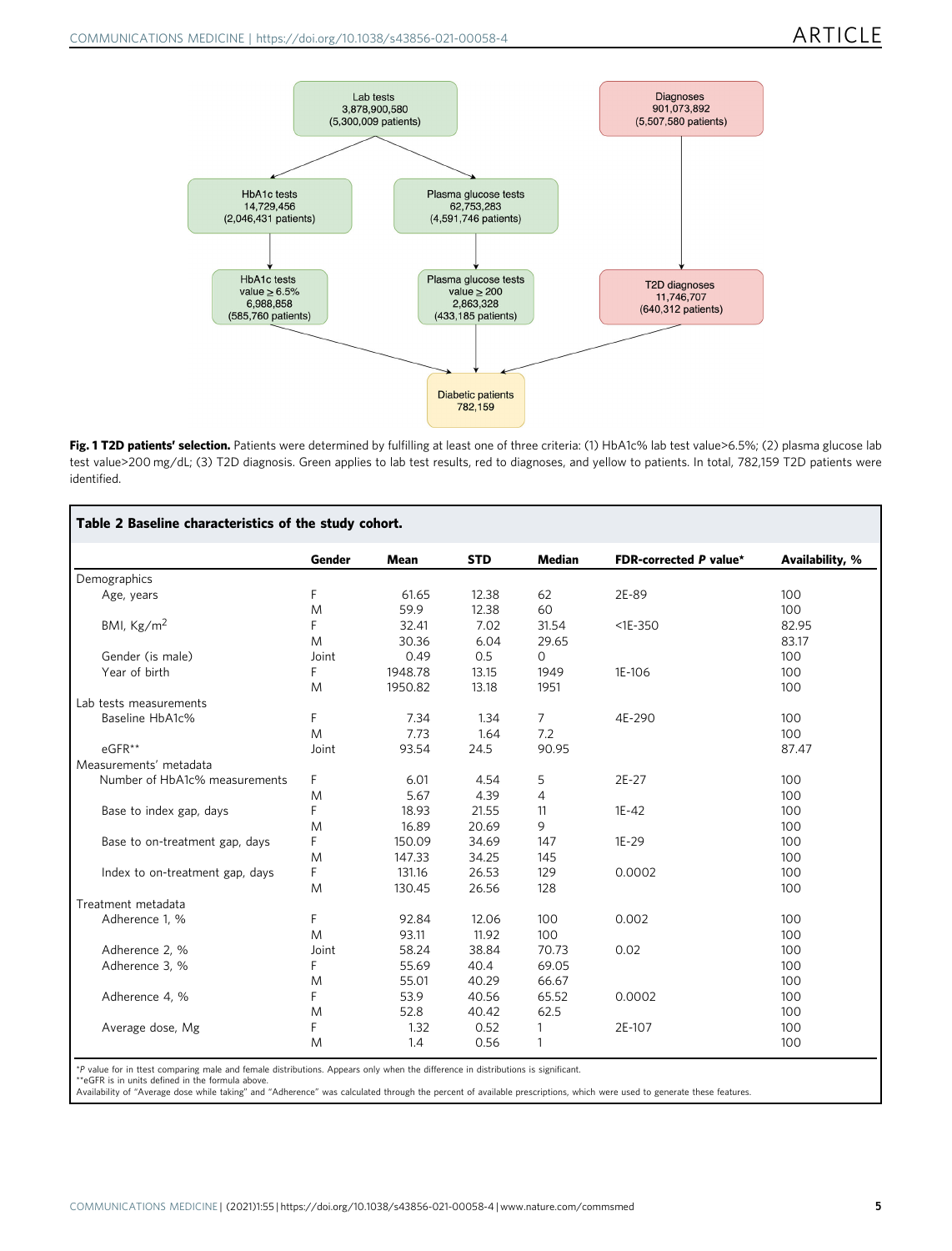**Fig. 1 T2D patients' selection.** Patients were determined by fulfilling at least one of three criteria: (1) HbA1c% lab test value>6.5%; (2) plasma glucose lab test value>200 mg/dL; (3) T2D diagnosis. Green applies to lab test results, red to diagnoses, and yellow to patients. In total, 782,159 T2D patients were identified.

**Table 2 Baseline characteristics of the study cohort.**

| | Gender | Mean | STD | Median | FDR-corrected *P* value* | Availability, % |
|---|---|---|---|---|---|---|
| Demographics | | | | | | |
| Age, years | F | 61.65 | 12.38 | 62 | 2E-89 | 100 |
| | M | 59.9 | 12.38 | 60 | | 100 |
| BMI, Kg/m$^2$ | F | 32.41 | 7.02 | 31.54 | <1E-350 | 82.95 |
| | M | 30.36 | 6.04 | 29.65 | | 83.17 |
| Gender (is male) | Joint | 0.49 | 0.5 | 0 | | 100 |
| Year of birth | F | 1948.78 | 13.15 | 1949 | 1E-106 | 100 |
| | M | 1950.82 | 13.18 | 1951 | | 100 |
| Lab tests measurements | | | | | | |
| Baseline HbA1c% | F | 7.34 | 1.34 | 7 | 4E-290 | 100 |
| | M | 7.73 | 1.64 | 7.2 | | 100 |
| eGFR** | Joint | 93.54 | 24.5 | 90.95 | | 87.47 |
| Measurements' metadata | | | | | | |
| Number of HbA1c% measurements | F | 6.01 | 4.54 | 5 | 2E-27 | 100 |
| | M | 5.67 | 4.39 | 4 | | 100 |
| Base to index gap, days | F | 18.93 | 21.55 | 11 | 1E-42 | 100 |
| | M | 16.89 | 20.69 | 9 | | 100 |
| Base to on-treatment gap, days | F | 150.09 | 34.69 | 147 | 1E-29 | 100 |
| | M | 147.33 | 34.25 | 145 | | 100 |
| Index to on-treatment gap, days | F | 131.16 | 26.53 | 129 | 0.0002 | 100 |
| | M | 130.45 | 26.56 | 128 | | 100 |
| Treatment metadata | | | | | | |
| Adherence 1, % | F | 92.84 | 12.06 | 100 | 0.002 | 100 |
| | M | 93.11 | 11.92 | 100 | | 100 |
| Adherence 2, % | Joint | 58.24 | 38.84 | 70.73 | 0.02 | 100 |
| Adherence 3, % | F | 55.69 | 40.4 | 69.05 | | 100 |
| | M | 55.01 | 40.29 | 66.67 | | 100 |
| Adherence 4, % | F | 53.9 | 40.56 | 65.52 | 0.0002 | 100 |
| | M | 52.8 | 40.42 | 62.5 | | 100 |
| Average dose, Mg | F | 1.32 | 0.52 | 1 | 2E-107 | 100 |
| | M | 1.4 | 0.56 | 1 | | 100 |

*P value for in ttest comparing male and female distributions. Appears only when the difference in distributions is significant.
**eGFR is in units defined in the formula above.
Availability of "Average dose while taking" and "Adherence" was calculated through the percent of available prescriptions, which were used to generate these features.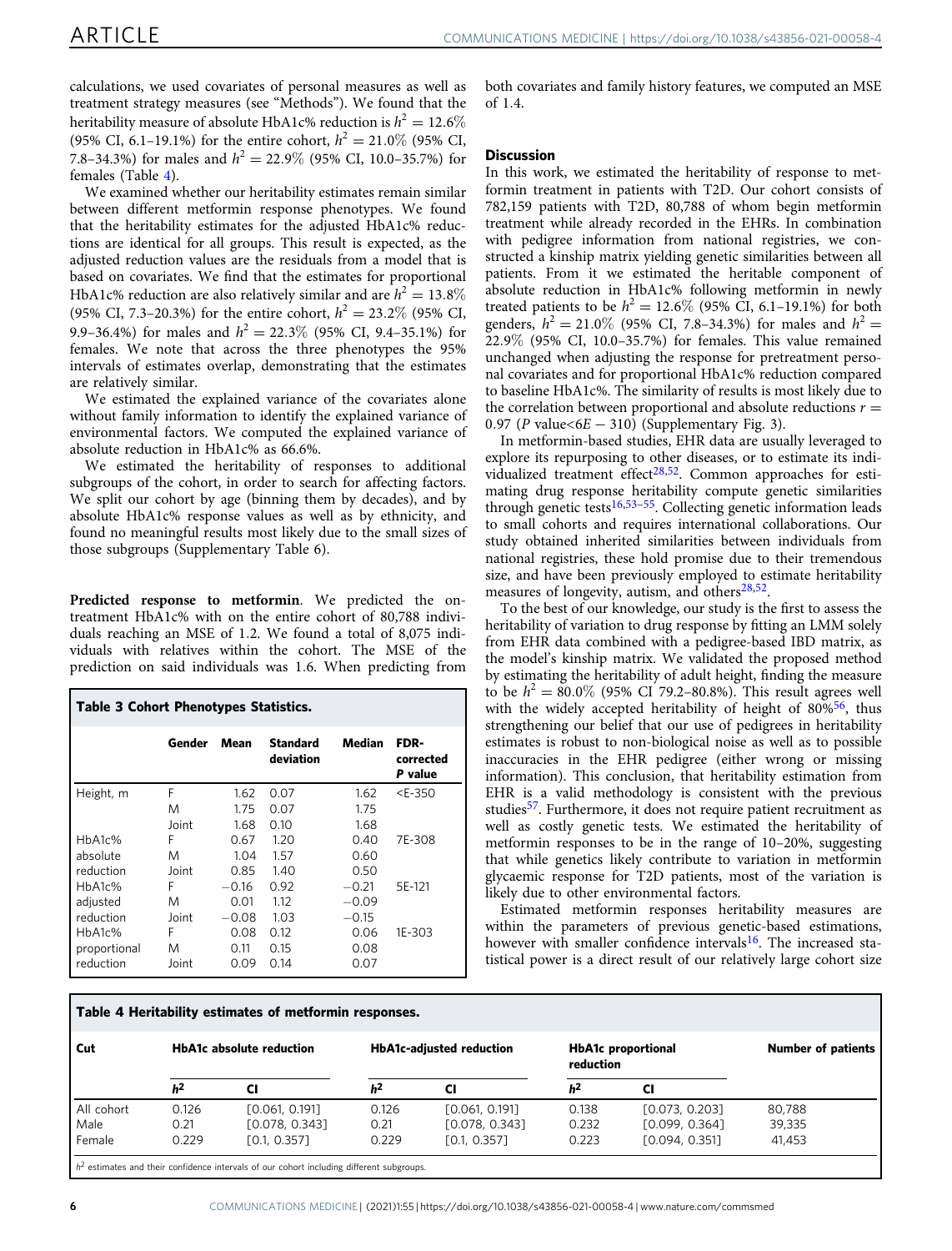calculations, we used covariates of personal measures as well as treatment strategy measures (see "Methods"). We found that the heritability measure of absolute HbA1c% reduction is $h^2 = 12.6\%$ (95% CI, 6.1–19.1%) for the entire cohort, $h^2 = 21.0\%$ (95% CI, 7.8–34.3%) for males and $h^2 = 22.9\%$ (95% CI, 10.0–35.7%) for females (Table 4).

We examined whether our heritability estimates remain similar between different metformin response phenotypes. We found that the heritability estimates for the adjusted HbA1c% reductions are identical for all groups. This result is expected, as the adjusted reduction values are the residuals from a model that is based on covariates. We find that the estimates for proportional HbA1c% reduction are also relatively similar and are $h^2 = 13.8\%$ (95% CI, 7.3–20.3%) for the entire cohort, $h^2 = 23.2\%$ (95% CI, 9.9–36.4%) for males and $h^2 = 22.3\%$ (95% CI, 9.4–35.1%) for females. We note that across the three phenotypes the 95% intervals of estimates overlap, demonstrating that the estimates are relatively similar.

We estimated the explained variance of the covariates alone without family information to identify the explained variance of environmental factors. We computed the explained variance of absolute reduction in HbA1c% as 66.6%.

We estimated the heritability of responses to additional subgroups of the cohort, in order to search for affecting factors. We split our cohort by age (binning them by decades), and by absolute HbA1c% response values as well as by ethnicity, and found no meaningful results most likely due to the small sizes of those subgroups (Supplementary Table 6).

**Predicted response to metformin**. We predicted the on-treatment HbA1c% with on the entire cohort of 80,788 individuals reaching an MSE of 1.2. We found a total of 8,075 individuals with relatives within the cohort. The MSE of the prediction on said individuals was 1.6. When predicting from both covariates and family history features, we computed an MSE of 1.4.

**Table 3 Cohort Phenotypes Statistics.**

| | Gender | Mean | Standard deviation | Median | FDR-corrected P value |
|---|---|---|---|---|---|
| Height, m | F | 1.62 | 0.07 | 1.62 | <E-350 |
| | M | 1.75 | 0.07 | 1.75 | |
| | Joint | 1.68 | 0.10 | 1.68 | |
| HbA1c% absolute reduction | F | 0.67 | 1.20 | 0.40 | 7E-308 |
| | M | 1.04 | 1.57 | 0.60 | |
| | Joint | 0.85 | 1.40 | 0.50 | |
| HbA1c% adjusted reduction | F | −0.16 | 0.92 | −0.21 | 5E-121 |
| | M | 0.01 | 1.12 | −0.09 | |
| | Joint | −0.08 | 1.03 | −0.15 | |
| HbA1c% proportional reduction | F | 0.08 | 0.12 | 0.06 | 1E-303 |
| | M | 0.11 | 0.15 | 0.08 | |
| | Joint | 0.09 | 0.14 | 0.07 | |

## Discussion

In this work, we estimated the heritability of response to metformin treatment in patients with T2D. Our cohort consists of 782,159 patients with T2D, 80,788 of whom begin metformin treatment while already recorded in the EHRs. In combination with pedigree information from national registries, we constructed a kinship matrix yielding genetic similarities between all patients. From it we estimated the heritable component of absolute reduction in HbA1c% following metformin in newly treated patients to be $h^2 = 12.6\%$ (95% CI, 6.1–19.1%) for both genders, $h^2 = 21.0\%$ (95% CI, 7.8–34.3%) for males and $h^2 = 22.9\%$ (95% CI, 10.0–35.7%) for females. This value remained unchanged when adjusting the response for pretreatment personal covariates and for proportional HbA1c% reduction compared to baseline HbA1c%. The similarity of results is most likely due to the correlation between proportional and absolute reductions $r = 0.97$ (P value$<6E-310$) (Supplementary Fig. 3).

In metformin-based studies, EHR data are usually leveraged to explore its repurposing to other diseases, or to estimate its individualized treatment effect[28,52]. Common approaches for estimating drug response heritability compute genetic similarities through genetic tests[16,53–55]. Collecting genetic information leads to small cohorts and requires international collaborations. Our study obtained inherited similarities between individuals from national registries, these hold promise due to their tremendous size, and have been previously employed to estimate heritability measures of longevity, autism, and others[28,52].

To the best of our knowledge, our study is the first to assess the heritability of variation to drug response by fitting an LMM solely from EHR data combined with a pedigree-based IBD matrix, as the model's kinship matrix. We validated the proposed method by estimating the heritability of adult height, finding the measure to be $h^2 = 80.0\%$ (95% CI 79.2–80.8%). This result agrees well with the widely accepted heritability of height of 80%[56], thus strengthening our belief that our use of pedigrees in heritability estimates is robust to non-biological noise as well as to possible inaccuracies in the EHR pedigree (either wrong or missing information). This conclusion, that heritability estimation from EHR is a valid methodology is consistent with the previous studies[57]. Furthermore, it does not require patient recruitment as well as costly genetic tests. We estimated the heritability of metformin responses to be in the range of 10–20%, suggesting that while genetics likely contribute to variation in metformin glycaemic response for T2D patients, most of the variation is likely due to other environmental factors.

Estimated metformin responses heritability measures are within the parameters of previous genetic-based estimations, however with smaller confidence intervals[16]. The increased statistical power is a direct result of our relatively large cohort size

**Table 4 Heritability estimates of metformin responses.**

| Cut | HbA1c absolute reduction | | HbA1c-adjusted reduction | | HbA1c proportional reduction | | Number of patients |
|---|---|---|---|---|---|---|---|
| | $h^2$ | CI | $h^2$ | CI | $h^2$ | CI | |
| All cohort | 0.126 | [0.061, 0.191] | 0.126 | [0.061, 0.191] | 0.138 | [0.073, 0.203] | 80,788 |
| Male | 0.21 | [0.078, 0.343] | 0.21 | [0.078, 0.343] | 0.232 | [0.099, 0.364] | 39,335 |
| Female | 0.229 | [0.1, 0.357] | 0.229 | [0.1, 0.357] | 0.223 | [0.094, 0.351] | 41,453 |

$h^2$ estimates and their confidence intervals of our cohort including different subgroups.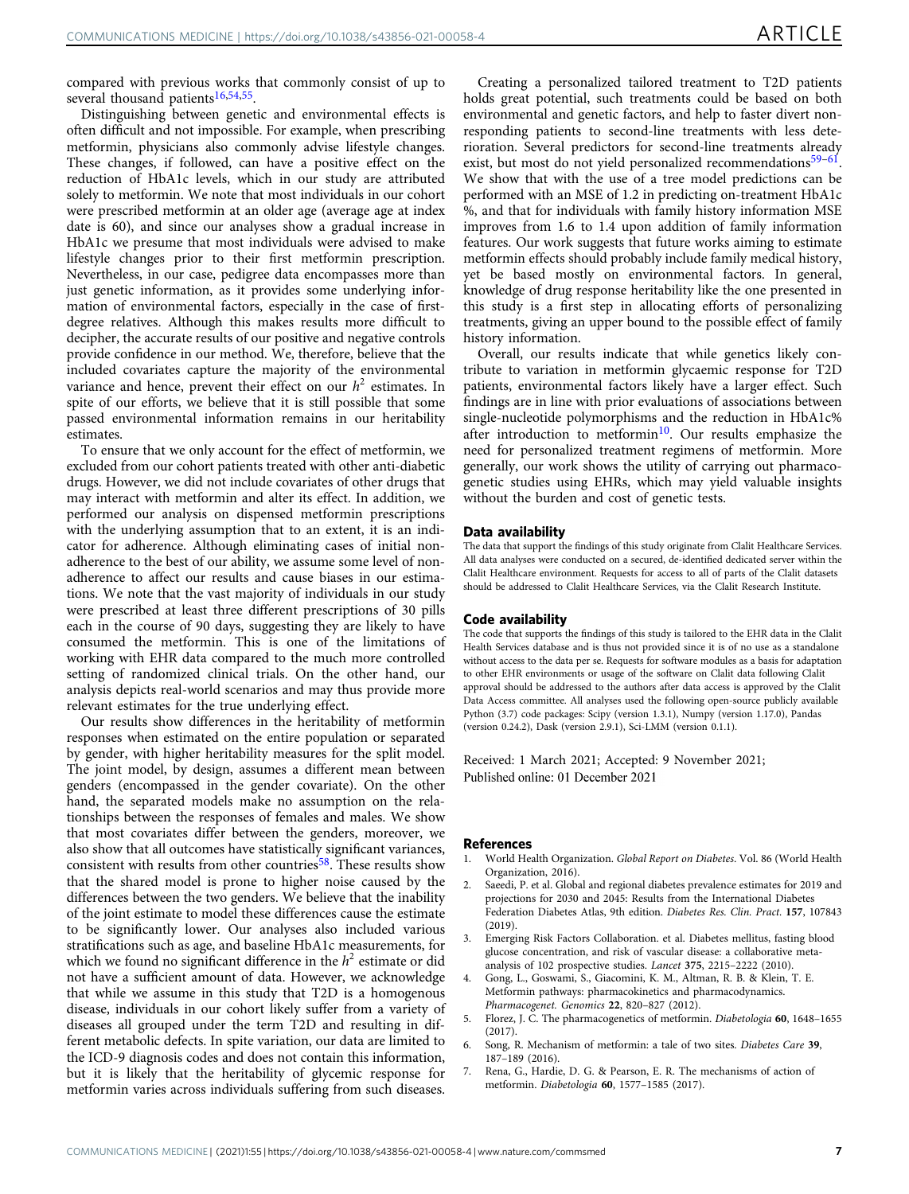compared with previous works that commonly consist of up to several thousand patients[16,54,55].

Distinguishing between genetic and environmental effects is often difficult and not impossible. For example, when prescribing metformin, physicians also commonly advise lifestyle changes. These changes, if followed, can have a positive effect on the reduction of HbA1c levels, which in our study are attributed solely to metformin. We note that most individuals in our cohort were prescribed metformin at an older age (average age at index date is 60), and since our analyses show a gradual increase in HbA1c we presume that most individuals were advised to make lifestyle changes prior to their first metformin prescription. Nevertheless, in our case, pedigree data encompasses more than just genetic information, as it provides some underlying information of environmental factors, especially in the case of first-degree relatives. Although this makes results more difficult to decipher, the accurate results of our positive and negative controls provide confidence in our method. We, therefore, believe that the included covariates capture the majority of the environmental variance and hence, prevent their effect on our $h^2$ estimates. In spite of our efforts, we believe that it is still possible that some passed environmental information remains in our heritability estimates.

To ensure that we only account for the effect of metformin, we excluded from our cohort patients treated with other anti-diabetic drugs. However, we did not include covariates of other drugs that may interact with metformin and alter its effect. In addition, we performed our analysis on dispensed metformin prescriptions with the underlying assumption that to an extent, it is an indicator for adherence. Although eliminating cases of initial non-adherence to the best of our ability, we assume some level of non-adherence to affect our results and cause biases in our estimations. We note that the vast majority of individuals in our study were prescribed at least three different prescriptions of 30 pills each in the course of 90 days, suggesting they are likely to have consumed the metformin. This is one of the limitations of working with EHR data compared to the much more controlled setting of randomized clinical trials. On the other hand, our analysis depicts real-world scenarios and may thus provide more relevant estimates for the true underlying effect.

Our results show differences in the heritability of metformin responses when estimated on the entire population or separated by gender, with higher heritability measures for the split model. The joint model, by design, assumes a different mean between genders (encompassed in the gender covariate). On the other hand, the separated models make no assumption on the relationships between the responses of females and males. We show that most covariates differ between the genders, moreover, we also show that all outcomes have statistically significant variances, consistent with results from other countries[58]. These results show that the shared model is prone to higher noise caused by the differences between the two genders. We believe that the inability of the joint estimate to model these differences cause the estimate to be significantly lower. Our analyses also included various stratifications such as age, and baseline HbA1c measurements, for which we found no significant difference in the $h^2$ estimate or did not have a sufficient amount of data. However, we acknowledge that while we assume in this study that T2D is a homogenous disease, individuals in our cohort likely suffer from a variety of diseases all grouped under the term T2D and resulting in different metabolic defects. In spite variation, our data are limited to the ICD-9 diagnosis codes and does not contain this information, but it is likely that the heritability of glycemic response for metformin varies across individuals suffering from such diseases.

Creating a personalized tailored treatment to T2D patients holds great potential, such treatments could be based on both environmental and genetic factors, and help to faster divert non-responding patients to second-line treatments with less deterioration. Several predictors for second-line treatments already exist, but most do not yield personalized recommendations[59–61]. We show that with the use of a tree model predictions can be performed with an MSE of 1.2 in predicting on-treatment HbA1c %, and that for individuals with family history information MSE improves from 1.6 to 1.4 upon addition of family information features. Our work suggests that future works aiming to estimate metformin effects should probably include family medical history, yet be based mostly on environmental factors. In general, knowledge of drug response heritability like the one presented in this study is a first step in allocating efforts of personalizing treatments, giving an upper bound to the possible effect of family history information.

Overall, our results indicate that while genetics likely contribute to variation in metformin glycaemic response for T2D patients, environmental factors likely have a larger effect. Such findings are in line with prior evaluations of associations between single-nucleotide polymorphisms and the reduction in HbA1c% after introduction to metformin[10]. Our results emphasize the need for personalized treatment regimens of metformin. More generally, our work shows the utility of carrying out pharmacogenetic studies using EHRs, which may yield valuable insights without the burden and cost of genetic tests.

## Data availability

The data that support the findings of this study originate from Clalit Healthcare Services. All data analyses were conducted on a secured, de-identified dedicated server within the Clalit Healthcare environment. Requests for access to all of parts of the Clalit datasets should be addressed to Clalit Healthcare Services, via the Clalit Research Institute.

## Code availability

The code that supports the findings of this study is tailored to the EHR data in the Clalit Health Services database and is thus not provided since it is of no use as a standalone without access to the data per se. Requests for software modules as a basis for adaptation to other EHR environments or usage of the software on Clalit data following Clalit approval should be addressed to the authors after data access is approved by the Clalit Data Access committee. All analyses used the following open-source publicly available Python (3.7) code packages: Scipy (version 1.3.1), Numpy (version 1.17.0), Pandas (version 0.24.2), Dask (version 2.9.1), Sci-LMM (version 0.1.1).

Received: 1 March 2021; Accepted: 9 November 2021;
Published online: 01 December 2021

## References

1. World Health Organization. *Global Report on Diabetes*. Vol. 86 (World Health Organization, 2016).
2. Saeedi, P. et al. Global and regional diabetes prevalence estimates for 2019 and projections for 2030 and 2045: Results from the International Diabetes Federation Diabetes Atlas, 9th edition. *Diabetes Res. Clin. Pract.* **157**, 107843 (2019).
3. Emerging Risk Factors Collaboration. et al. Diabetes mellitus, fasting blood glucose concentration, and risk of vascular disease: a collaborative meta-analysis of 102 prospective studies. *Lancet* **375**, 2215–2222 (2010).
4. Gong, L., Goswami, S., Giacomini, K. M., Altman, R. B. & Klein, T. E. Metformin pathways: pharmacokinetics and pharmacodynamics. *Pharmacogenet. Genomics* **22**, 820–827 (2012).
5. Florez, J. C. The pharmacogenetics of metformin. *Diabetologia* **60**, 1648–1655 (2017).
6. Song, R. Mechanism of metformin: a tale of two sites. *Diabetes Care* **39**, 187–189 (2016).
7. Rena, G., Hardie, D. G. & Pearson, E. R. The mechanisms of action of metformin. *Diabetologia* **60**, 1577–1585 (2017).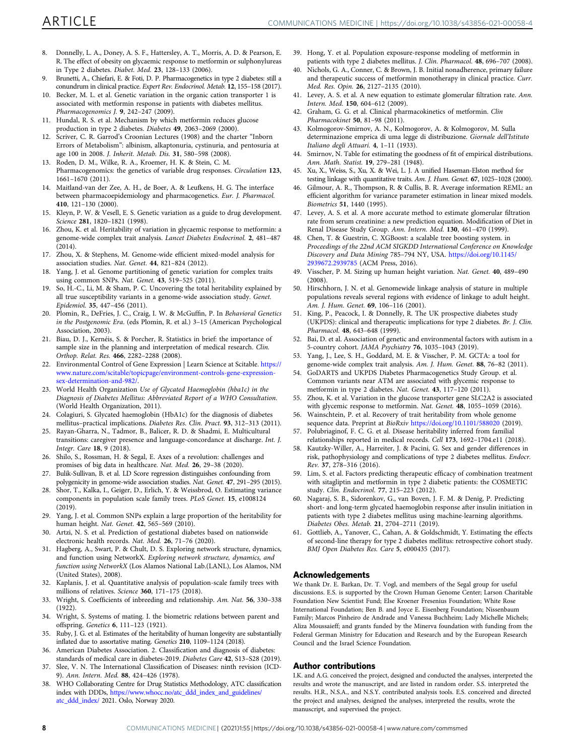8. Donnelly, L. A., Doney, A. S. F., Hattersley, A. T., Morris, A. D. & Pearson, E. R. The effect of obesity on glycaemic response to metformin or sulphonylureas in Type 2 diabetes. *Diabet. Med.* **23**, 128–133 (2006).
9. Brunetti, A., Chiefari, E. & Foti, D. P. Pharmacogenetics in type 2 diabetes: still a conundrum in clinical practice. *Expert Rev. Endocrinol. Metab.* **12**, 155–158 (2017).
10. Becker, M. L. et al. Genetic variation in the organic cation transporter 1 is associated with metformin response in patients with diabetes mellitus. *Pharmacogenomics J.* **9**, 242–247 (2009).
11. Hundal, R. S. et al. Mechanism by which metformin reduces glucose production in type 2 diabetes. *Diabetes* **49**, 2063–2069 (2000).
12. Scriver, C. R. Garrod's Croonian Lectures (1908) and the charter "Inborn Errors of Metabolism": albinism, alkaptonuria, cystinuria, and pentosuria at age 100 in 2008. *J. Inherit. Metab. Dis.* **31**, 580–598 (2008).
13. Roden, D. M., Wilke, R. A., Kroemer, H. K. & Stein, C. M. Pharmacogenomics: the genetics of variable drug responses. *Circulation* **123**, 1661–1670 (2011).
14. Maitland-van der Zee, A. H., de Boer, A. & Leufkens, H. G. The interface between pharmacoepidemiology and pharmacogenetics. *Eur. J. Pharmacol.* **410**, 121–130 (2000).
15. Kleyn, P. W. & Vesell, E. S. Genetic variation as a guide to drug development. *Science* **281**, 1820–1821 (1998).
16. Zhou, K. et al. Heritability of variation in glycaemic response to metformin: a genome-wide complex trait analysis. *Lancet Diabetes Endocrinol.* **2**, 481–487 (2014).
17. Zhou, X. & Stephens, M. Genome-wide efficient mixed-model analysis for association studies. *Nat. Genet.* **44**, 821–824 (2012).
18. Yang, J. et al. Genome partitioning of genetic variation for complex traits using common SNPs. *Nat. Genet.* **43**, 519–525 (2011).
19. So, H.-C., Li, M. & Sham, P. C. Uncovering the total heritability explained by all true susceptibility variants in a genome-wide association study. *Genet. Epidemiol.* **35**, 447–456 (2011).
20. Plomin, R., DeFries, J. C., Craig, I. W. & McGuffin, P. In *Behavioral Genetics in the Postgenomic Era.* (eds Plomin, R. et al.) 3–15 (American Psychological Association, 2003).
21. Biau, D. J., Kernéis, S. & Porcher, R. Statistics in brief: the importance of sample size in the planning and interpretation of medical research. *Clin. Orthop. Relat. Res.* **466**, 2282–2288 (2008).
22. Environmental Control of Gene Expression | Learn Science at Scitable. https://www.nature.com/scitable/topicpage/environment-controls-gene-expression-sex-determination-and-982/.
23. World Health Organization *Use of Glycated Haemoglobin (hba1c) in the Diagnosis of Diabetes Mellitus: Abbreviated Report of a WHO Consultation.* (World Health Organization, 2011).
24. Colagiuri, S. Glycated haemoglobin (HbA1c) for the diagnosis of diabetes mellitus–practical implications. *Diabetes Res. Clin. Pract.* **93**, 312–313 (2011).
25. Rayan-Gharra, N., Tadmor, B., Balicer, R. D. & Shadmi, E. Multicultural transitions: caregiver presence and language-concordance at discharge. *Int. J. Integr. Care* **18**, 9 (2018).
26. Shilo, S., Rossman, H. & Segal, E. Axes of a revolution: challenges and promises of big data in healthcare. *Nat. Med.* **26**, 29–38 (2020).
27. Bulik-Sullivan, B. et al. LD Score regression distinguishes confounding from polygenicity in genome-wide association studies. *Nat. Genet.* **47**, 291–295 (2015).
28. Shor, T., Kalka, I., Geiger, D., Erlich, Y. & Weissbrod, O. Estimating variance components in population scale family trees. *PLoS Genet.* **15**, e1008124 (2019).
29. Yang, J. et al. Common SNPs explain a large proportion of the heritability for human height. *Nat. Genet.* **42**, 565–569 (2010).
30. Artzi, N. S. et al. Prediction of gestational diabetes based on nationwide electronic health records. *Nat. Med.* **26**, 71–76 (2020).
31. Hagberg, A., Swart, P. & Chult, D. S. Exploring network structure, dynamics, and function using NetworkX. *Exploring network structure, dynamics, and function using NetworkX* (Los Alamos National Lab.(LANL), Los Alamos, NM (United States), 2008).
32. Kaplanis, J. et al. Quantitative analysis of population-scale family trees with millions of relatives. *Science* **360**, 171–175 (2018).
33. Wright, S. Coefficients of inbreeding and relationship. *Am. Nat.* **56**, 330–338 (1922).
34. Wright, S. Systems of mating. I. the biometric relations between parent and offspring. *Genetics* **6**, 111–123 (1921).
35. Ruby, J. G. et al. Estimates of the heritability of human longevity are substantially inflated due to assortative mating. *Genetics* **210**, 1109–1124 (2018).
36. American Diabetes Association. 2. Classification and diagnosis of diabetes: standards of medical care in diabetes-2019. *Diabetes Care* **42**, S13–S28 (2019).
37. Slee, V. N. The International Classification of Diseases: ninth revision (ICD-9). *Ann. Intern. Med.* **88**, 424–426 (1978).
38. WHO Collaborating Centre for Drug Statistics Methodology, ATC classification index with DDDs, https://www.whocc.no/atc_ddd_index_and_guidelines/atc_ddd_index/ 2021. Oslo, Norway 2020.
39. Hong, Y. et al. Population exposure-response modeling of metformin in patients with type 2 diabetes mellitus. *J. Clin. Pharmacol.* **48**, 696–707 (2008).
40. Nichols, G. A., Conner, C. & Brown, J. B. Initial nonadherence, primary failure and therapeutic success of metformin monotherapy in clinical practice. *Curr. Med. Res. Opin.* **26**, 2127–2135 (2010).
41. Levey, A. S. et al. A new equation to estimate glomerular filtration rate. *Ann. Intern. Med.* **150**, 604–612 (2009).
42. Graham, G. G. et al. Clinical pharmacokinetics of metformin. *Clin Pharmacokinet* **50**, 81–98 (2011).
43. Kolmogorov-Smirnov, A. N., Kolmogorov, A. & Kolmogorov, M. Sulla determinazione empirica di uma legge di distribuzione. *Giornale dell'Istituto Italiano degli Attuari.* **4**, 1–11 (1933).
44. Smirnov, N. Table for estimating the goodness of fit of empirical distributions. *Ann. Math. Statist.* **19**, 279–281 (1948).
45. Xu, X., Weiss, S., Xu, X. & Wei, L. J. A unified Haseman-Elston method for testing linkage with quantitative traits. *Am. J. Hum. Genet.* **67**, 1025–1028 (2000).
46. Gilmour, A. R., Thompson, R. & Cullis, B. R. Average information REML: an efficient algorithm for variance parameter estimation in linear mixed models. *Biometrics* **51**, 1440 (1995).
47. Levey, A. S. et al. A more accurate method to estimate glomerular filtration rate from serum creatinine: a new prediction equation. Modification of Diet in Renal Disease Study Group. *Ann. Intern. Med.* **130**, 461–470 (1999).
48. Chen, T. & Guestrin, C. XGBoost: a scalable tree boosting system. in *Proceedings of the 22nd ACM SIGKDD International Conference on Knowledge Discovery and Data Mining* 785–794 NY, USA. https://doi.org/10.1145/2939672.2939785 (ACM Press, 2016).
49. Visscher, P. M. Sizing up human height variation. *Nat. Genet.* **40**, 489–490 (2008).
50. Hirschhorn, J. N. et al. Genomewide linkage analysis of stature in multiple populations reveals several regions with evidence of linkage to adult height. *Am. J. Hum. Genet.* **69**, 106–116 (2001).
51. King, P., Peacock, I. & Donnelly, R. The UK prospective diabetes study (UKPDS): clinical and therapeutic implications for type 2 diabetes. *Br. J. Clin. Pharmacol.* **48**, 643–648 (1999).
52. Bai, D. et al. Association of genetic and environmental factors with autism in a 5-country cohort. *JAMA Psychiatry* **76**, 1035–1043 (2019).
53. Yang, J., Lee, S. H., Goddard, M. E. & Visscher, P. M. GCTA: a tool for genome-wide complex trait analysis. *Am. J. Hum. Genet.* **88**, 76–82 (2011).
54. GoDARTS and UKPDS Diabetes Pharmacogenetics Study Group. et al. Common variants near ATM are associated with glycemic response to metformin in type 2 diabetes. *Nat. Genet.* **43**, 117–120 (2011).
55. Zhou, K. et al. Variation in the glucose transporter gene SLC2A2 is associated with glycemic response to metformin. *Nat. Genet.* **48**, 1055–1059 (2016).
56. Wainschtein, P. et al. Recovery of trait heritability from whole genome sequence data. Preprint at *BioRxiv* https://doi.org/10.1101/588020 (2019).
57. Polubriaginof, F. C. G. et al. Disease heritability inferred from familial relationships reported in medical records. *Cell* **173**, 1692–1704.e11 (2018).
58. Kautzky-Willer, A., Harreiter, J. & Pacini, G. Sex and gender differences in risk, pathophysiology and complications of type 2 diabetes mellitus. *Endocr. Rev.* **37**, 278–316 (2016).
59. Lim, S. et al. Factors predicting therapeutic efficacy of combination treatment with sitagliptin and metformin in type 2 diabetic patients: the COSMETIC study. *Clin. Endocrinol.* **77**, 215–223 (2012).
60. Nagaraj, S. B., Sidorenkov, G., van Boven, J. F. M. & Denig, P. Predicting short- and long-term glycated haemoglobin response after insulin initiation in patients with type 2 diabetes mellitus using machine-learning algorithms. *Diabetes Obes. Metab.* **21**, 2704–2711 (2019).
61. Gottlieb, A., Yanover, C., Cahan, A. & Goldschmidt, Y. Estimating the effects of second-line therapy for type 2 diabetes mellitus: retrospective cohort study. *BMJ Open Diabetes Res. Care* **5**, e000435 (2017).

## Acknowledgements

We thank Dr. E. Barkan, Dr. T. Vogl, and members of the Segal group for useful discussions. E.S. is supported by the Crown Human Genome Center; Larson Charitable Foundation New Scientist Fund; Else Kroener Fresenius Foundation; White Rose International Foundation; Ben B. and Joyce E. Eisenberg Foundation; Nissenbaum Family; Marcos Pinheiro de Andrade and Vanessa Buchheim; Lady Michelle Michels; Aliza Moussaieff; and grants funded by the Minerva foundation with funding from the Federal German Ministry for Education and Research and by the European Research Council and the Israel Science Foundation.

## Author contributions

I.K. and A.G. conceived the project, designed and conducted the analyses, interpreted the results and wrote the manuscript, and are listed in random order. S.S. interpreted the results. H.R., N.S.A., and N.S.Y. contributed analysis tools. E.S. conceived and directed the project and analyses, designed the analyses, interpreted the results, wrote the manuscript, and supervised the project.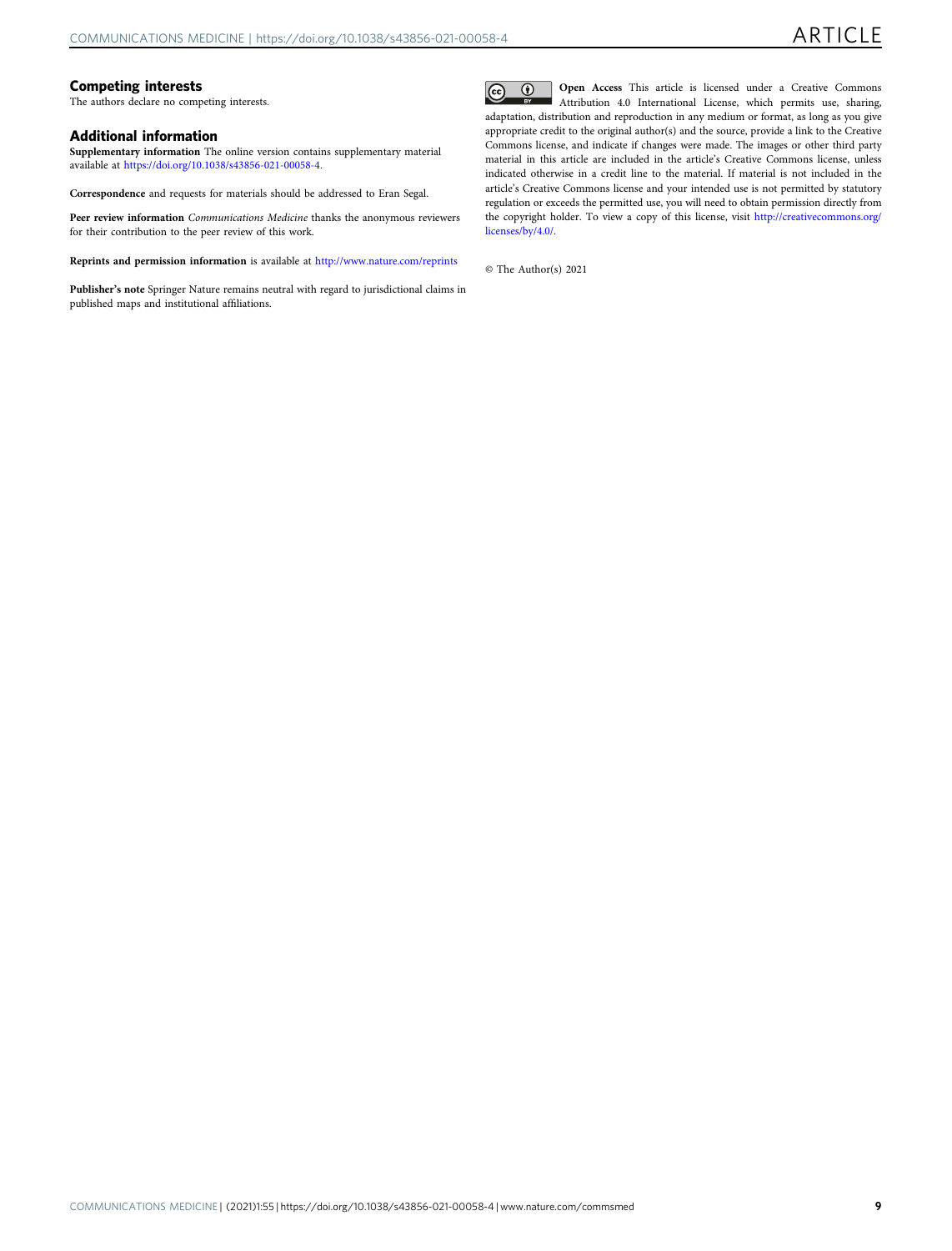## Competing interests

The authors declare no competing interests.

## Additional information

**Supplementary information** The online version contains supplementary material available at https://doi.org/10.1038/s43856-021-00058-4.

**Correspondence** and requests for materials should be addressed to Eran Segal.

**Peer review information** *Communications Medicine* thanks the anonymous reviewers for their contribution to the peer review of this work.

**Reprints and permission information** is available at http://www.nature.com/reprints

**Publisher's note** Springer Nature remains neutral with regard to jurisdictional claims in published maps and institutional affiliations.

**Open Access** This article is licensed under a Creative Commons Attribution 4.0 International License, which permits use, sharing, adaptation, distribution and reproduction in any medium or format, as long as you give appropriate credit to the original author(s) and the source, provide a link to the Creative Commons license, and indicate if changes were made. The images or other third party material in this article are included in the article's Creative Commons license, unless indicated otherwise in a credit line to the material. If material is not included in the article's Creative Commons license and your intended use is not permitted by statutory regulation or exceeds the permitted use, you will need to obtain permission directly from the copyright holder. To view a copy of this license, visit http://creativecommons.org/licenses/by/4.0/.

© The Author(s) 2021